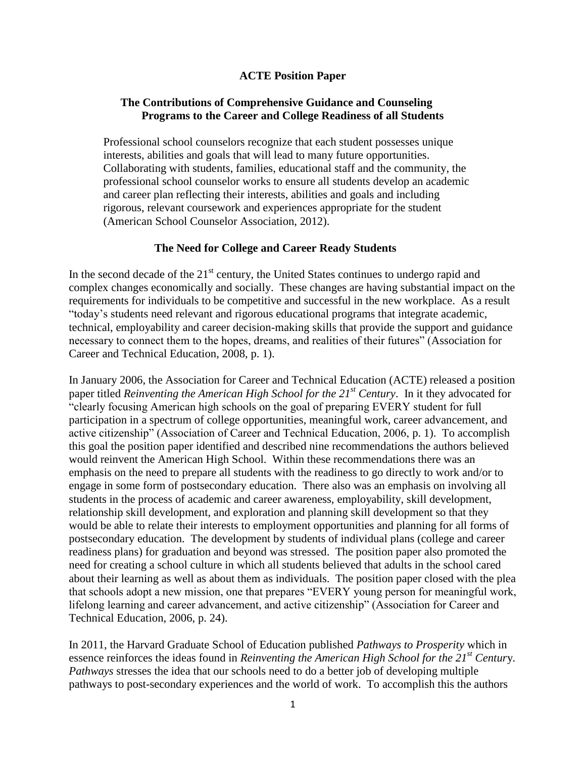**ACTE Position Paper**

# The Contributions of Comprehensive Guidance and Counseling Programs to the Career and College Readiness of all Students

> Professional school counselors recognize that each student possesses unique interests, abilities and goals that will lead to many future opportunities. Collaborating with students, families, educational staff and the community, the professional school counselor works to ensure all students develop an academic and career plan reflecting their interests, abilities and goals and including rigorous, relevant coursework and experiences appropriate for the student (American School Counselor Association, 2012).

## The Need for College and Career Ready Students

In the second decade of the 21st century, the United States continues to undergo rapid and complex changes economically and socially. These changes are having substantial impact on the requirements for individuals to be competitive and successful in the new workplace. As a result "today's students need relevant and rigorous educational programs that integrate academic, technical, employability and career decision-making skills that provide the support and guidance necessary to connect them to the hopes, dreams, and realities of their futures" (Association for Career and Technical Education, 2008, p. 1).

In January 2006, the Association for Career and Technical Education (ACTE) released a position paper titled *Reinventing the American High School for the 21st Century*. In it they advocated for "clearly focusing American high schools on the goal of preparing EVERY student for full participation in a spectrum of college opportunities, meaningful work, career advancement, and active citizenship" (Association of Career and Technical Education, 2006, p. 1). To accomplish this goal the position paper identified and described nine recommendations the authors believed would reinvent the American High School. Within these recommendations there was an emphasis on the need to prepare all students with the readiness to go directly to work and/or to engage in some form of postsecondary education. There also was an emphasis on involving all students in the process of academic and career awareness, employability, skill development, relationship skill development, and exploration and planning skill development so that they would be able to relate their interests to employment opportunities and planning for all forms of postsecondary education. The development by students of individual plans (college and career readiness plans) for graduation and beyond was stressed. The position paper also promoted the need for creating a school culture in which all students believed that adults in the school cared about their learning as well as about them as individuals. The position paper closed with the plea that schools adopt a new mission, one that prepares "EVERY young person for meaningful work, lifelong learning and career advancement, and active citizenship" (Association for Career and Technical Education, 2006, p. 24).

In 2011, the Harvard Graduate School of Education published *Pathways to Prosperity* which in essence reinforces the ideas found in *Reinventing the American High School for the 21st Century*. *Pathways* stresses the idea that our schools need to do a better job of developing multiple pathways to post-secondary experiences and the world of work. To accomplish this the authors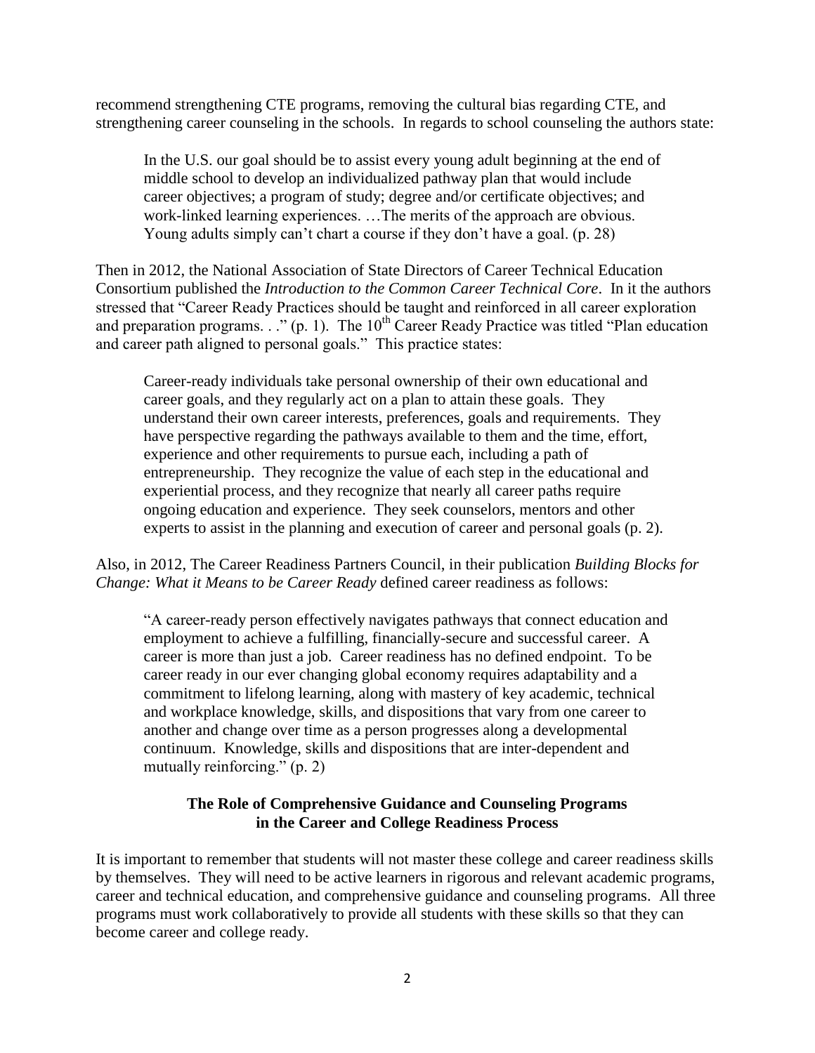recommend strengthening CTE programs, removing the cultural bias regarding CTE, and strengthening career counseling in the schools. In regards to school counseling the authors state:

> In the U.S. our goal should be to assist every young adult beginning at the end of middle school to develop an individualized pathway plan that would include career objectives; a program of study; degree and/or certificate objectives; and work-linked learning experiences. …The merits of the approach are obvious. Young adults simply can't chart a course if they don't have a goal. (p. 28)

Then in 2012, the National Association of State Directors of Career Technical Education Consortium published the *Introduction to the Common Career Technical Core*. In it the authors stressed that "Career Ready Practices should be taught and reinforced in all career exploration and preparation programs. . ." (p. 1). The 10th Career Ready Practice was titled "Plan education and career path aligned to personal goals." This practice states:

> Career-ready individuals take personal ownership of their own educational and career goals, and they regularly act on a plan to attain these goals. They understand their own career interests, preferences, goals and requirements. They have perspective regarding the pathways available to them and the time, effort, experience and other requirements to pursue each, including a path of entrepreneurship. They recognize the value of each step in the educational and experiential process, and they recognize that nearly all career paths require ongoing education and experience. They seek counselors, mentors and other experts to assist in the planning and execution of career and personal goals (p. 2).

Also, in 2012, The Career Readiness Partners Council, in their publication *Building Blocks for Change: What it Means to be Career Ready* defined career readiness as follows:

> "A career-ready person effectively navigates pathways that connect education and employment to achieve a fulfilling, financially-secure and successful career. A career is more than just a job. Career readiness has no defined endpoint. To be career ready in our ever changing global economy requires adaptability and a commitment to lifelong learning, along with mastery of key academic, technical and workplace knowledge, skills, and dispositions that vary from one career to another and change over time as a person progresses along a developmental continuum. Knowledge, skills and dispositions that are inter-dependent and mutually reinforcing." (p. 2)

## The Role of Comprehensive Guidance and Counseling Programs in the Career and College Readiness Process

It is important to remember that students will not master these college and career readiness skills by themselves. They will need to be active learners in rigorous and relevant academic programs, career and technical education, and comprehensive guidance and counseling programs. All three programs must work collaboratively to provide all students with these skills so that they can become career and college ready.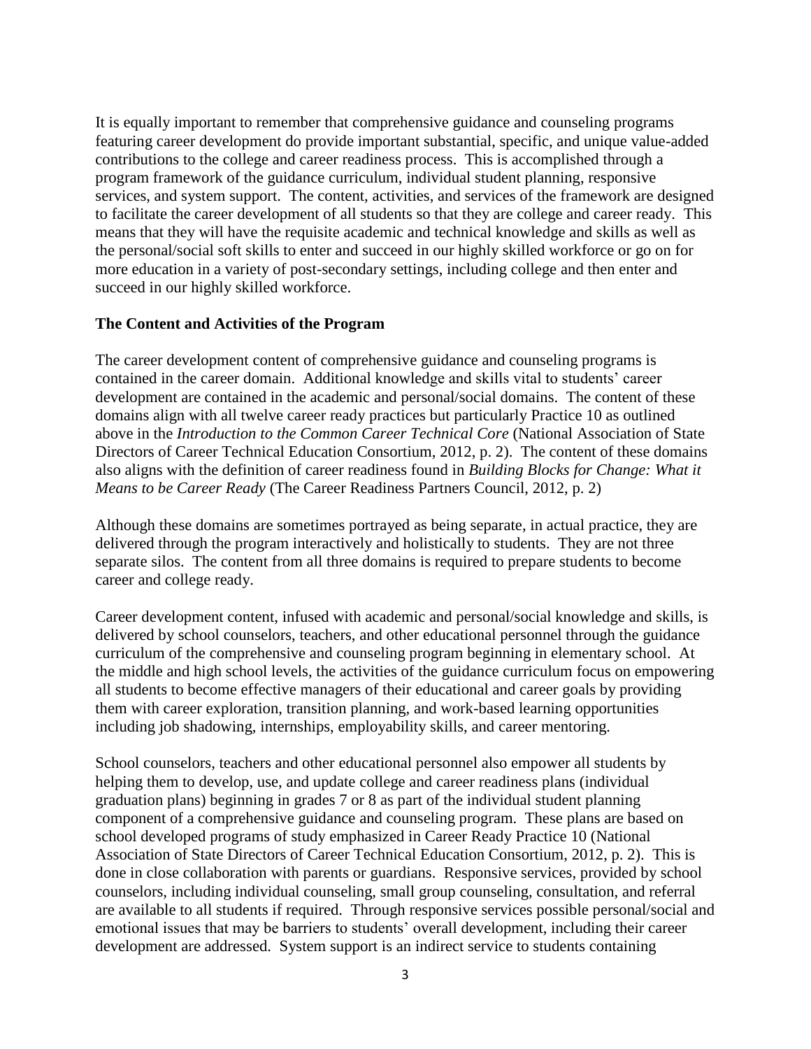It is equally important to remember that comprehensive guidance and counseling programs featuring career development do provide important substantial, specific, and unique value-added contributions to the college and career readiness process. This is accomplished through a program framework of the guidance curriculum, individual student planning, responsive services, and system support. The content, activities, and services of the framework are designed to facilitate the career development of all students so that they are college and career ready. This means that they will have the requisite academic and technical knowledge and skills as well as the personal/social soft skills to enter and succeed in our highly skilled workforce or go on for more education in a variety of post-secondary settings, including college and then enter and succeed in our highly skilled workforce.

**The Content and Activities of the Program**

The career development content of comprehensive guidance and counseling programs is contained in the career domain. Additional knowledge and skills vital to students' career development are contained in the academic and personal/social domains. The content of these domains align with all twelve career ready practices but particularly Practice 10 as outlined above in the *Introduction to the Common Career Technical Core* (National Association of State Directors of Career Technical Education Consortium, 2012, p. 2). The content of these domains also aligns with the definition of career readiness found in *Building Blocks for Change: What it Means to be Career Ready* (The Career Readiness Partners Council, 2012, p. 2)

Although these domains are sometimes portrayed as being separate, in actual practice, they are delivered through the program interactively and holistically to students. They are not three separate silos. The content from all three domains is required to prepare students to become career and college ready.

Career development content, infused with academic and personal/social knowledge and skills, is delivered by school counselors, teachers, and other educational personnel through the guidance curriculum of the comprehensive and counseling program beginning in elementary school. At the middle and high school levels, the activities of the guidance curriculum focus on empowering all students to become effective managers of their educational and career goals by providing them with career exploration, transition planning, and work-based learning opportunities including job shadowing, internships, employability skills, and career mentoring.

School counselors, teachers and other educational personnel also empower all students by helping them to develop, use, and update college and career readiness plans (individual graduation plans) beginning in grades 7 or 8 as part of the individual student planning component of a comprehensive guidance and counseling program. These plans are based on school developed programs of study emphasized in Career Ready Practice 10 (National Association of State Directors of Career Technical Education Consortium, 2012, p. 2). This is done in close collaboration with parents or guardians. Responsive services, provided by school counselors, including individual counseling, small group counseling, consultation, and referral are available to all students if required. Through responsive services possible personal/social and emotional issues that may be barriers to students' overall development, including their career development are addressed. System support is an indirect service to students containing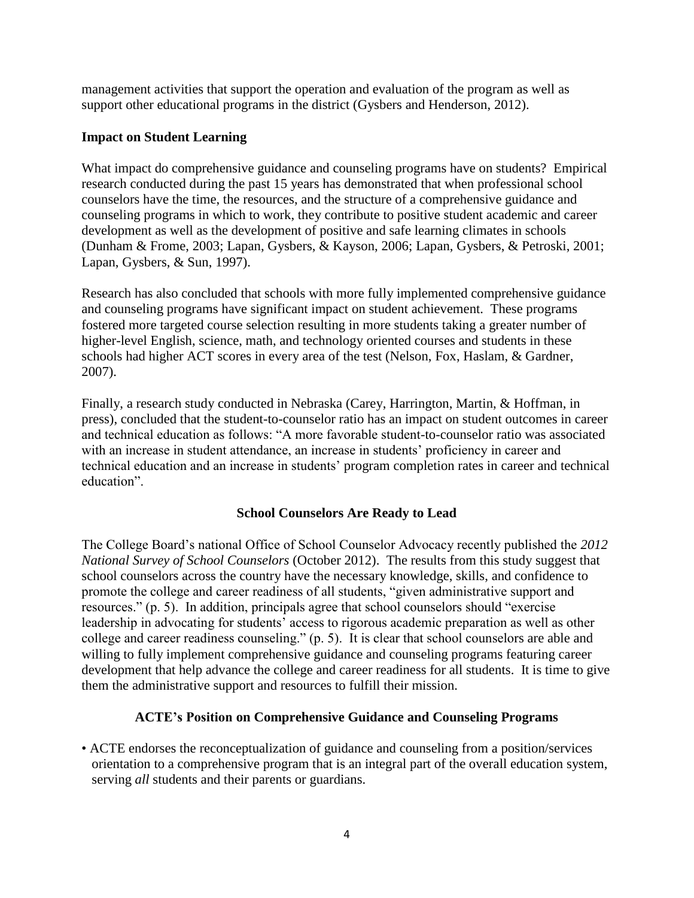management activities that support the operation and evaluation of the program as well as support other educational programs in the district (Gysbers and Henderson, 2012).

### Impact on Student Learning

What impact do comprehensive guidance and counseling programs have on students? Empirical research conducted during the past 15 years has demonstrated that when professional school counselors have the time, the resources, and the structure of a comprehensive guidance and counseling programs in which to work, they contribute to positive student academic and career development as well as the development of positive and safe learning climates in schools (Dunham & Frome, 2003; Lapan, Gysbers, & Kayson, 2006; Lapan, Gysbers, & Petroski, 2001; Lapan, Gysbers, & Sun, 1997).

Research has also concluded that schools with more fully implemented comprehensive guidance and counseling programs have significant impact on student achievement. These programs fostered more targeted course selection resulting in more students taking a greater number of higher-level English, science, math, and technology oriented courses and students in these schools had higher ACT scores in every area of the test (Nelson, Fox, Haslam, & Gardner, 2007).

Finally, a research study conducted in Nebraska (Carey, Harrington, Martin, & Hoffman, in press), concluded that the student-to-counselor ratio has an impact on student outcomes in career and technical education as follows: "A more favorable student-to-counselor ratio was associated with an increase in student attendance, an increase in students' proficiency in career and technical education and an increase in students' program completion rates in career and technical education".

## School Counselors Are Ready to Lead

The College Board's national Office of School Counselor Advocacy recently published the *2012 National Survey of School Counselors* (October 2012). The results from this study suggest that school counselors across the country have the necessary knowledge, skills, and confidence to promote the college and career readiness of all students, "given administrative support and resources." (p. 5). In addition, principals agree that school counselors should "exercise leadership in advocating for students' access to rigorous academic preparation as well as other college and career readiness counseling." (p. 5). It is clear that school counselors are able and willing to fully implement comprehensive guidance and counseling programs featuring career development that help advance the college and career readiness for all students. It is time to give them the administrative support and resources to fulfill their mission.

## ACTE's Position on Comprehensive Guidance and Counseling Programs

- ACTE endorses the reconceptualization of guidance and counseling from a position/services orientation to a comprehensive program that is an integral part of the overall education system, serving *all* students and their parents or guardians.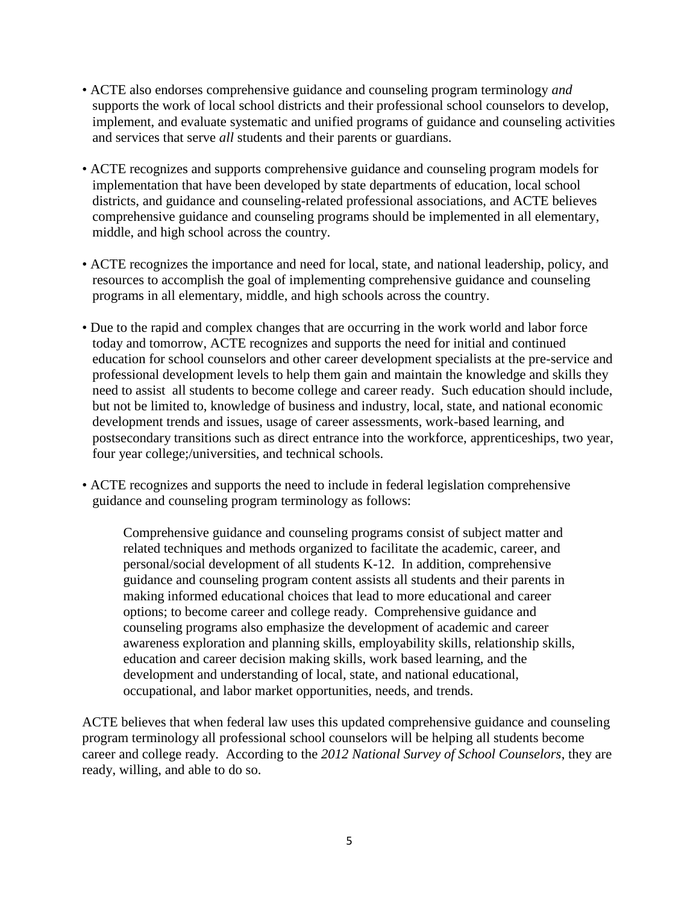- ACTE also endorses comprehensive guidance and counseling program terminology *and* supports the work of local school districts and their professional school counselors to develop, implement, and evaluate systematic and unified programs of guidance and counseling activities and services that serve *all* students and their parents or guardians.

- ACTE recognizes and supports comprehensive guidance and counseling program models for implementation that have been developed by state departments of education, local school districts, and guidance and counseling-related professional associations, and ACTE believes comprehensive guidance and counseling programs should be implemented in all elementary, middle, and high school across the country.

- ACTE recognizes the importance and need for local, state, and national leadership, policy, and resources to accomplish the goal of implementing comprehensive guidance and counseling programs in all elementary, middle, and high schools across the country.

- Due to the rapid and complex changes that are occurring in the work world and labor force today and tomorrow, ACTE recognizes and supports the need for initial and continued education for school counselors and other career development specialists at the pre-service and professional development levels to help them gain and maintain the knowledge and skills they need to assist all students to become college and career ready. Such education should include, but not be limited to, knowledge of business and industry, local, state, and national economic development trends and issues, usage of career assessments, work-based learning, and postsecondary transitions such as direct entrance into the workforce, apprenticeships, two year, four year college;/universities, and technical schools.

- ACTE recognizes and supports the need to include in federal legislation comprehensive guidance and counseling program terminology as follows:

> Comprehensive guidance and counseling programs consist of subject matter and related techniques and methods organized to facilitate the academic, career, and personal/social development of all students K-12. In addition, comprehensive guidance and counseling program content assists all students and their parents in making informed educational choices that lead to more educational and career options; to become career and college ready. Comprehensive guidance and counseling programs also emphasize the development of academic and career awareness exploration and planning skills, employability skills, relationship skills, education and career decision making skills, work based learning, and the development and understanding of local, state, and national educational, occupational, and labor market opportunities, needs, and trends.

ACTE believes that when federal law uses this updated comprehensive guidance and counseling program terminology all professional school counselors will be helping all students become career and college ready. According to the *2012 National Survey of School Counselors*, they are ready, willing, and able to do so.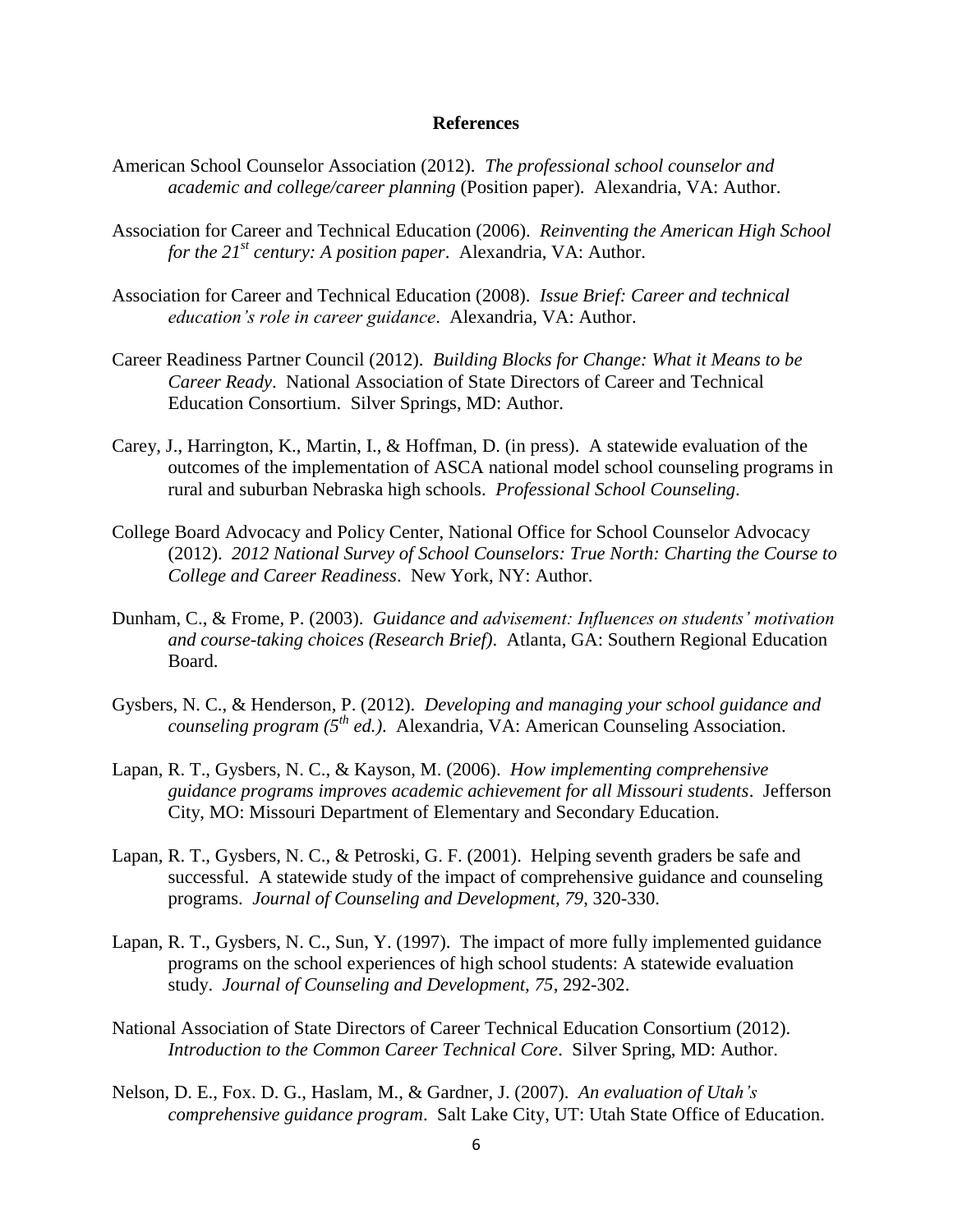# References

American School Counselor Association (2012). *The professional school counselor and academic and college/career planning* (Position paper). Alexandria, VA: Author.

Association for Career and Technical Education (2006). *Reinventing the American High School for the 21st century: A position paper*. Alexandria, VA: Author.

Association for Career and Technical Education (2008). *Issue Brief: Career and technical education's role in career guidance*. Alexandria, VA: Author.

Career Readiness Partner Council (2012). *Building Blocks for Change: What it Means to be Career Ready*. National Association of State Directors of Career and Technical Education Consortium. Silver Springs, MD: Author.

Carey, J., Harrington, K., Martin, I., & Hoffman, D. (in press). A statewide evaluation of the outcomes of the implementation of ASCA national model school counseling programs in rural and suburban Nebraska high schools. *Professional School Counseling.*

College Board Advocacy and Policy Center, National Office for School Counselor Advocacy (2012). *2012 National Survey of School Counselors: True North: Charting the Course to College and Career Readiness*. New York, NY: Author.

Dunham, C., & Frome, P. (2003). *Guidance and advisement: Influences on students' motivation and course-taking choices (Research Brief)*. Atlanta, GA: Southern Regional Education Board.

Gysbers, N. C., & Henderson, P. (2012). *Developing and managing your school guidance and counseling program (5th ed.)*. Alexandria, VA: American Counseling Association.

Lapan, R. T., Gysbers, N. C., & Kayson, M. (2006). *How implementing comprehensive guidance programs improves academic achievement for all Missouri students*. Jefferson City, MO: Missouri Department of Elementary and Secondary Education.

Lapan, R. T., Gysbers, N. C., & Petroski, G. F. (2001). Helping seventh graders be safe and successful. A statewide study of the impact of comprehensive guidance and counseling programs. *Journal of Counseling and Development, 79*, 320-330.

Lapan, R. T., Gysbers, N. C., Sun, Y. (1997). The impact of more fully implemented guidance programs on the school experiences of high school students: A statewide evaluation study. *Journal of Counseling and Development, 75*, 292-302.

National Association of State Directors of Career Technical Education Consortium (2012). *Introduction to the Common Career Technical Core*. Silver Spring, MD: Author.

Nelson, D. E., Fox. D. G., Haslam, M., & Gardner, J. (2007). *An evaluation of Utah's comprehensive guidance program*. Salt Lake City, UT: Utah State Office of Education.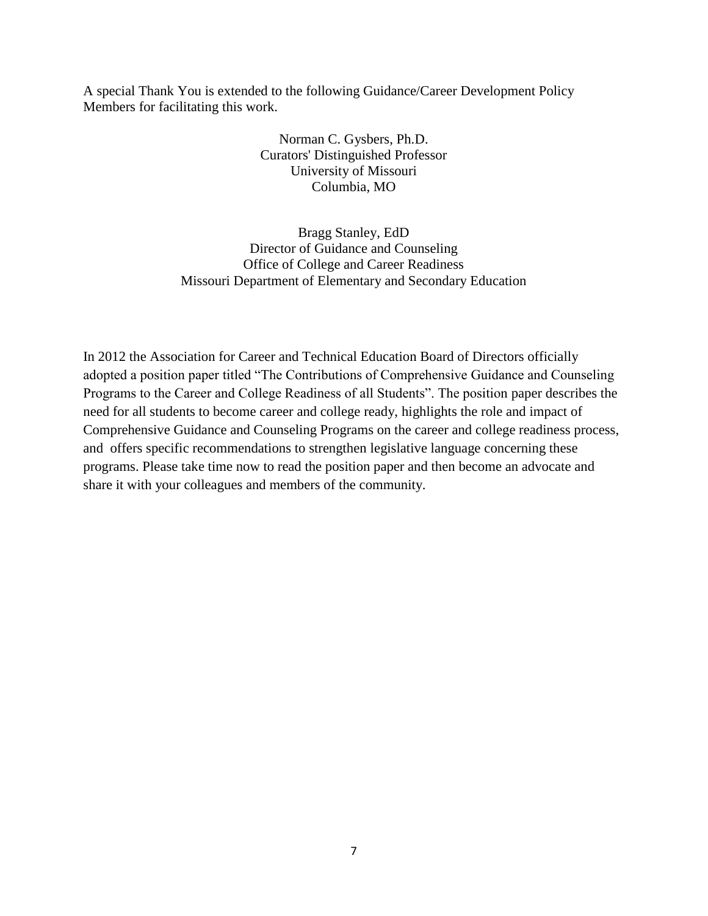A special Thank You is extended to the following Guidance/Career Development Policy Members for facilitating this work.

Norman C. Gysbers, Ph.D.
Curators' Distinguished Professor
University of Missouri
Columbia, MO

Bragg Stanley, EdD
Director of Guidance and Counseling
Office of College and Career Readiness
Missouri Department of Elementary and Secondary Education

In 2012 the Association for Career and Technical Education Board of Directors officially adopted a position paper titled "The Contributions of Comprehensive Guidance and Counseling Programs to the Career and College Readiness of all Students". The position paper describes the need for all students to become career and college ready, highlights the role and impact of Comprehensive Guidance and Counseling Programs on the career and college readiness process, and offers specific recommendations to strengthen legislative language concerning these programs. Please take time now to read the position paper and then become an advocate and share it with your colleagues and members of the community.